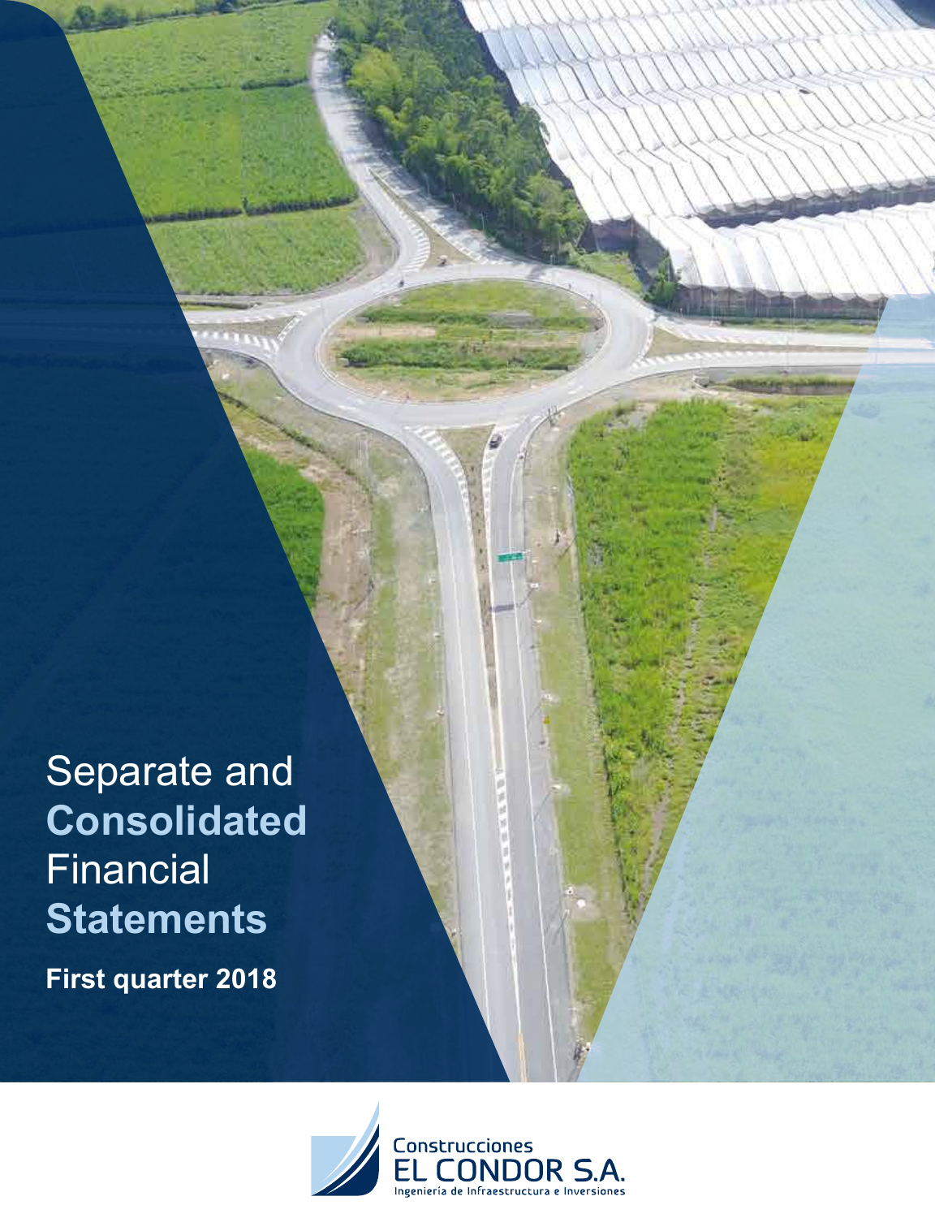# Separate and Consolidated Financial Statements

**First quarter 2018**

Construcciones
EL CONDOR S.A.
Ingeniería de Infraestructura e Inversiones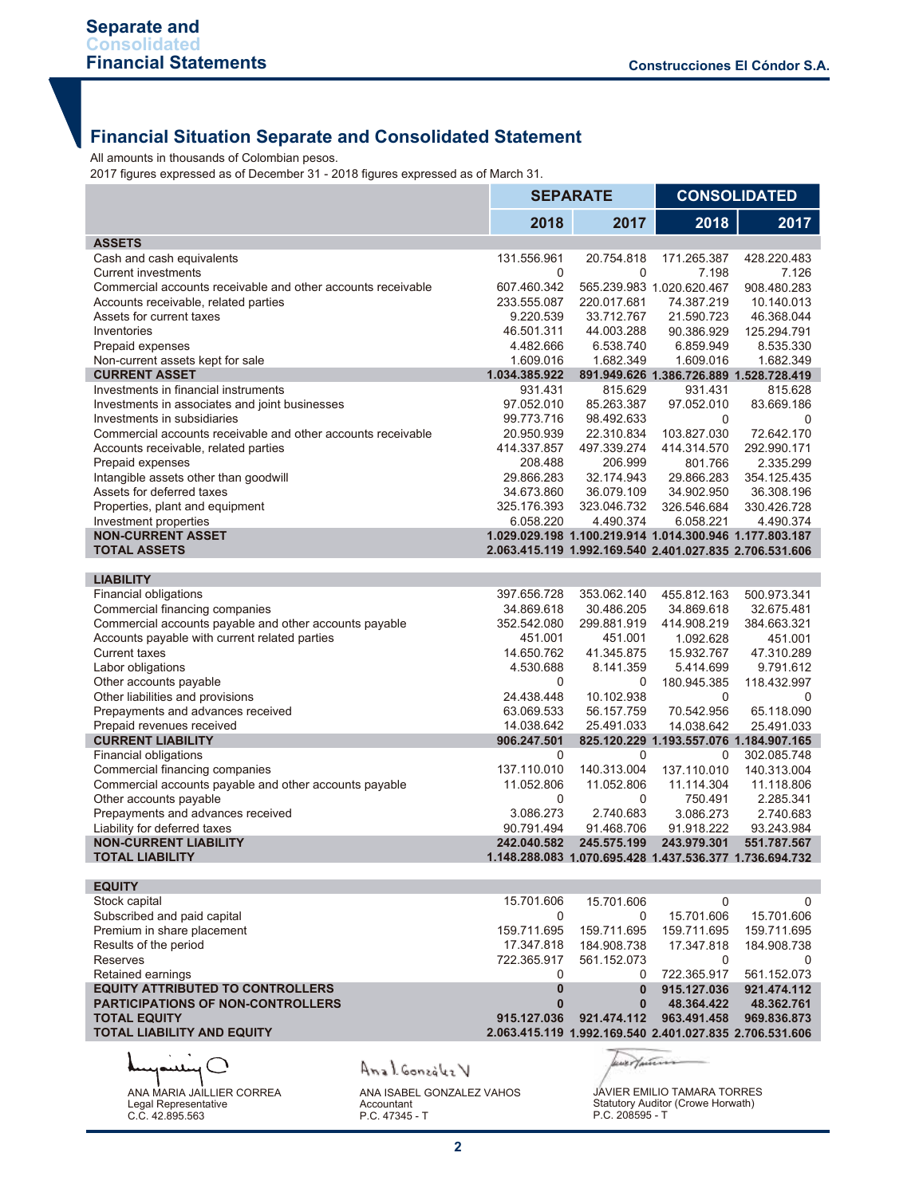## Financial Situation Separate and Consolidated Statement

All amounts in thousands of Colombian pesos.
2017 figures expressed as of December 31 - 2018 figures expressed as of March 31.

| | SEPARATE | | CONSOLIDATED | |
|---|---|---|---|---|
| | 2018 | 2017 | 2018 | 2017 |
| **ASSETS** | | | | |
| Cash and cash equivalents | 131.556.961 | 20.754.818 | 171.265.387 | 428.220.483 |
| Current investments | 0 | 0 | 7.198 | 7.126 |
| Commercial accounts receivable and other accounts receivable | 607.460.342 | 565.239.983 | 1.020.620.467 | 908.480.283 |
| Accounts receivable, related parties | 233.555.087 | 220.017.681 | 74.387.219 | 10.140.013 |
| Assets for current taxes | 9.220.539 | 33.712.767 | 21.590.723 | 46.368.044 |
| Inventories | 46.501.311 | 44.003.288 | 90.386.929 | 125.294.791 |
| Prepaid expenses | 4.482.666 | 6.538.740 | 6.859.949 | 8.535.330 |
| Non-current assets kept for sale | 1.609.016 | 1.682.349 | 1.609.016 | 1.682.349 |
| **CURRENT ASSET** | **1.034.385.922** | **891.949.626** | **1.386.726.889** | **1.528.728.419** |
| Investments in financial instruments | 931.431 | 815.629 | 931.431 | 815.628 |
| Investments in associates and joint businesses | 97.052.010 | 85.263.387 | 97.052.010 | 83.669.186 |
| Investments in subsidiaries | 99.773.716 | 98.492.633 | 0 | 0 |
| Commercial accounts receivable and other accounts receivable | 20.950.939 | 22.310.834 | 103.827.030 | 72.642.170 |
| Accounts receivable, related parties | 414.337.857 | 497.339.274 | 414.314.570 | 292.990.171 |
| Prepaid expenses | 208.488 | 206.999 | 801.766 | 2.335.299 |
| Intangible assets other than goodwill | 29.866.283 | 32.174.943 | 29.866.283 | 354.125.435 |
| Assets for deferred taxes | 34.673.860 | 36.079.109 | 34.902.950 | 36.308.196 |
| Properties, plant and equipment | 325.176.393 | 323.046.732 | 326.546.684 | 330.426.728 |
| Investment properties | 6.058.220 | 4.490.374 | 6.058.221 | 4.490.374 |
| **NON-CURRENT ASSET** | **1.029.029.198** | **1.100.219.914** | **1.014.300.946** | **1.177.803.187** |
| **TOTAL ASSETS** | **2.063.415.119** | **1.992.169.540** | **2.401.027.835** | **2.706.531.606** |
| **LIABILITY** | | | | |
| Financial obligations | 397.656.728 | 353.062.140 | 455.812.163 | 500.973.341 |
| Commercial financing companies | 34.869.618 | 30.486.205 | 34.869.618 | 32.675.481 |
| Commercial accounts payable and other accounts payable | 352.542.080 | 299.881.919 | 414.908.219 | 384.663.321 |
| Accounts payable with current related parties | 451.001 | 451.001 | 1.092.628 | 451.001 |
| Current taxes | 14.650.762 | 41.345.875 | 15.932.767 | 47.310.289 |
| Labor obligations | 4.530.688 | 8.141.359 | 5.414.699 | 9.791.612 |
| Other accounts payable | 0 | 0 | 180.945.385 | 118.432.997 |
| Other liabilities and provisions | 24.438.448 | 10.102.938 | 0 | 0 |
| Prepayments and advances received | 63.069.533 | 56.157.759 | 70.542.956 | 65.118.090 |
| Prepaid revenues received | 14.038.642 | 25.491.033 | 14.038.642 | 25.491.033 |
| **CURRENT LIABILITY** | **906.247.501** | **825.120.229** | **1.193.557.076** | **1.184.907.165** |
| Financial obligations | 0 | 0 | 0 | 302.085.748 |
| Commercial financing companies | 137.110.010 | 140.313.004 | 137.110.010 | 140.313.004 |
| Commercial accounts payable and other accounts payable | 11.052.806 | 11.052.806 | 11.114.304 | 11.118.806 |
| Other accounts payable | 0 | 0 | 750.491 | 2.285.341 |
| Prepayments and advances received | 3.086.273 | 2.740.683 | 3.086.273 | 2.740.683 |
| Liability for deferred taxes | 90.791.494 | 91.468.706 | 91.918.222 | 93.243.984 |
| **NON-CURRENT LIABILITY** | **242.040.582** | **245.575.199** | **243.979.301** | **551.787.567** |
| **TOTAL LIABILITY** | **1.148.288.083** | **1.070.695.428** | **1.437.536.377** | **1.736.694.732** |
| **EQUITY** | | | | |
| Stock capital | 15.701.606 | 15.701.606 | 0 | 0 |
| Subscribed and paid capital | 0 | 0 | 15.701.606 | 15.701.606 |
| Premium in share placement | 159.711.695 | 159.711.695 | 159.711.695 | 159.711.695 |
| Results of the period | 17.347.818 | 184.908.738 | 17.347.818 | 184.908.738 |
| Reserves | 722.365.917 | 561.152.073 | 0 | 0 |
| Retained earnings | 0 | 0 | 722.365.917 | 561.152.073 |
| **EQUITY ATTRIBUTED TO CONTROLLERS** | **0** | **0** | **915.127.036** | **921.474.112** |
| **PARTICIPATIONS OF NON-CONTROLLERS** | **0** | **0** | **48.364.422** | **48.362.761** |
| **TOTAL EQUITY** | **915.127.036** | **921.474.112** | **963.491.458** | **969.836.873** |
| **TOTAL LIABILITY AND EQUITY** | **2.063.415.119** | **1.992.169.540** | **2.401.027.835** | **2.706.531.606** |

ANA MARIA JAILLIER CORREA
Legal Representative
C.C. 42.895.563

ANA ISABEL GONZALEZ VAHOS
Accountant
P.C. 47345 - T

JAVIER EMILIO TAMARA TORRES
Statutory Auditor (Crowe Horwath)
P.C. 208595 - T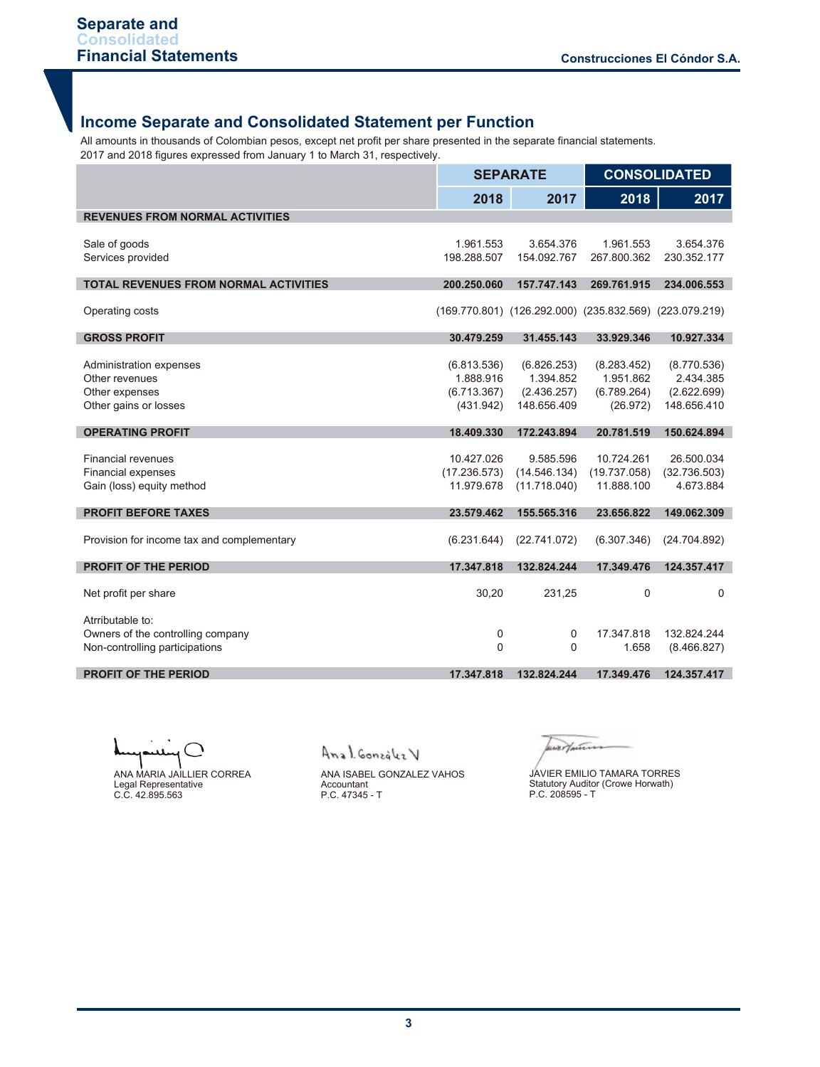## Income Separate and Consolidated Statement per Function

All amounts in thousands of Colombian pesos, except net profit per share presented in the separate financial statements.
2017 and 2018 figures expressed from January 1 to March 31, respectively.

| | SEPARATE | | CONSOLIDATED | |
|---|---|---|---|---|
| | 2018 | 2017 | 2018 | 2017 |
| **REVENUES FROM NORMAL ACTIVITIES** | | | | |
| Sale of goods | 1.961.553 | 3.654.376 | 1.961.553 | 3.654.376 |
| Services provided | 198.288.507 | 154.092.767 | 267.800.362 | 230.352.177 |
| **TOTAL REVENUES FROM NORMAL ACTIVITIES** | **200.250.060** | **157.747.143** | **269.761.915** | **234.006.553** |
| Operating costs | (169.770.801) | (126.292.000) | (235.832.569) | (223.079.219) |
| **GROSS PROFIT** | **30.479.259** | **31.455.143** | **33.929.346** | **10.927.334** |
| Administration expenses | (6.813.536) | (6.826.253) | (8.283.452) | (8.770.536) |
| Other revenues | 1.888.916 | 1.394.852 | 1.951.862 | 2.434.385 |
| Other expenses | (6.713.367) | (2.436.257) | (6.789.264) | (2.622.699) |
| Other gains or losses | (431.942) | 148.656.409 | (26.972) | 148.656.410 |
| **OPERATING PROFIT** | **18.409.330** | **172.243.894** | **20.781.519** | **150.624.894** |
| Financial revenues | 10.427.026 | 9.585.596 | 10.724.261 | 26.500.034 |
| Financial expenses | (17.236.573) | (14.546.134) | (19.737.058) | (32.736.503) |
| Gain (loss) equity method | 11.979.678 | (11.718.040) | 11.888.100 | 4.673.884 |
| **PROFIT BEFORE TAXES** | **23.579.462** | **155.565.316** | **23.656.822** | **149.062.309** |
| Provision for income tax and complementary | (6.231.644) | (22.741.072) | (6.307.346) | (24.704.892) |
| **PROFIT OF THE PERIOD** | **17.347.818** | **132.824.244** | **17.349.476** | **124.357.417** |
| Net profit per share | 30,20 | 231,25 | 0 | 0 |
| Atrributable to: | | | | |
| Owners of the controlling company | 0 | 0 | 17.347.818 | 132.824.244 |
| Non-controlling participations | 0 | 0 | 1.658 | (8.466.827) |
| **PROFIT OF THE PERIOD** | **17.347.818** | **132.824.244** | **17.349.476** | **124.357.417** |

ANA MARIA JAILLIER CORREA
Legal Representative
C.C. 42.895.563

ANA ISABEL GONZALEZ VAHOS
Accountant
P.C. 47345 - T

JAVIER EMILIO TAMARA TORRES
Statutory Auditor (Crowe Horwath)
P.C. 208595 - T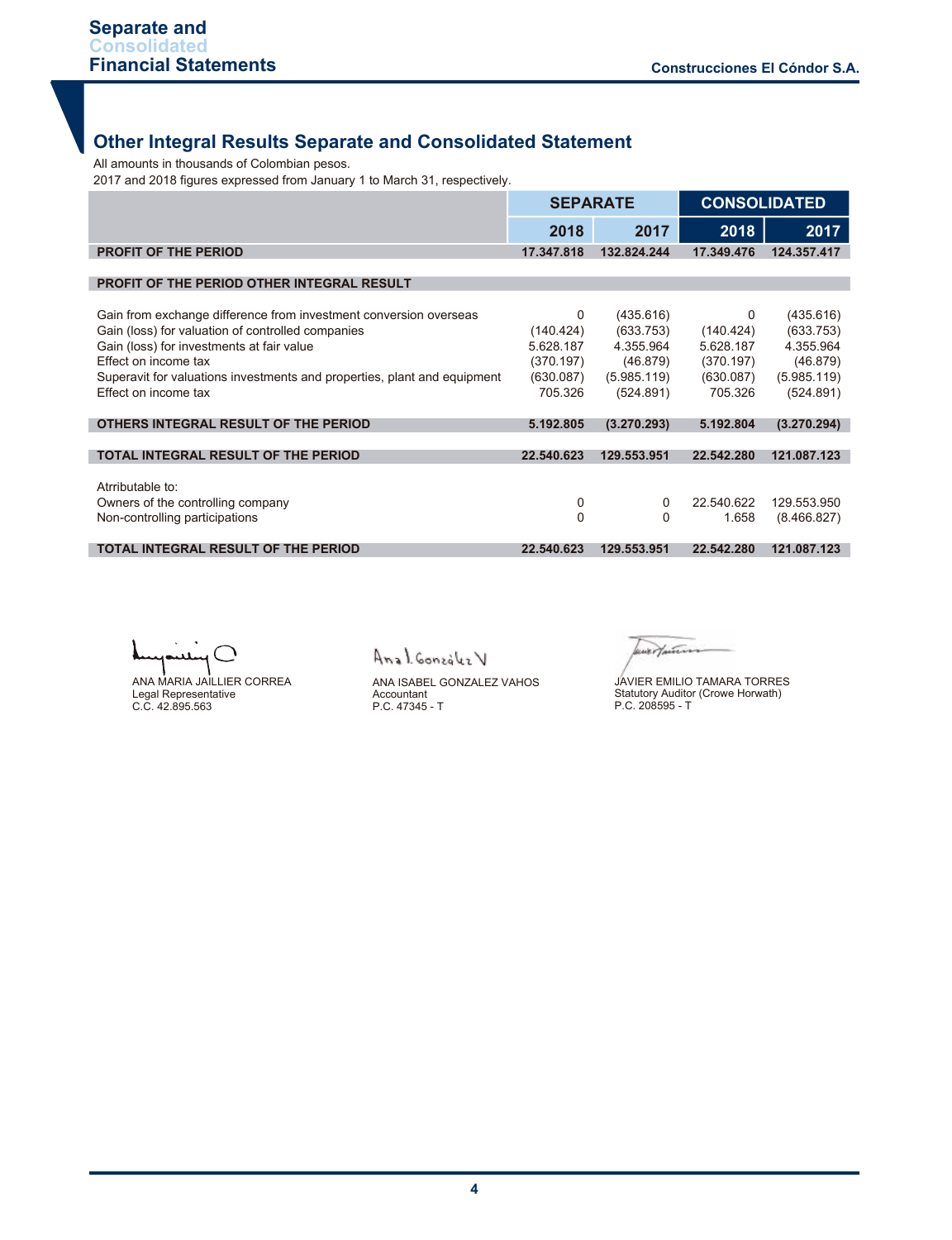## Other Integral Results Separate and Consolidated Statement

All amounts in thousands of Colombian pesos.
2017 and 2018 figures expressed from January 1 to March 31, respectively.

| | SEPARATE | | CONSOLIDATED | |
|---|---|---|---|---|
| | 2018 | 2017 | 2018 | 2017 |
| **PROFIT OF THE PERIOD** | **17.347.818** | **132.824.244** | **17.349.476** | **124.357.417** |
| **PROFIT OF THE PERIOD OTHER INTEGRAL RESULT** | | | | |
| Gain from exchange difference from investment conversion overseas | 0 | (435.616) | 0 | (435.616) |
| Gain (loss) for valuation of controlled companies | (140.424) | (633.753) | (140.424) | (633.753) |
| Gain (loss) for investments at fair value | 5.628.187 | 4.355.964 | 5.628.187 | 4.355.964 |
| Effect on income tax | (370.197) | (46.879) | (370.197) | (46.879) |
| Superavit for valuations investments and properties, plant and equipment | (630.087) | (5.985.119) | (630.087) | (5.985.119) |
| Effect on income tax | 705.326 | (524.891) | 705.326 | (524.891) |
| **OTHERS INTEGRAL RESULT OF THE PERIOD** | **5.192.805** | **(3.270.293)** | **5.192.804** | **(3.270.294)** |
| **TOTAL INTEGRAL RESULT OF THE PERIOD** | **22.540.623** | **129.553.951** | **22.542.280** | **121.087.123** |
| Atrributable to: | | | | |
| Owners of the controlling company | 0 | 0 | 22.540.622 | 129.553.950 |
| Non-controlling participations | 0 | 0 | 1.658 | (8.466.827) |
| **TOTAL INTEGRAL RESULT OF THE PERIOD** | **22.540.623** | **129.553.951** | **22.542.280** | **121.087.123** |

ANA MARIA JAILLIER CORREA
Legal Representative
C.C. 42.895.563

ANA ISABEL GONZALEZ VAHOS
Accountant
P.C. 47345 - T

JAVIER EMILIO TAMARA TORRES
Statutory Auditor (Crowe Horwath)
P.C. 208595 - T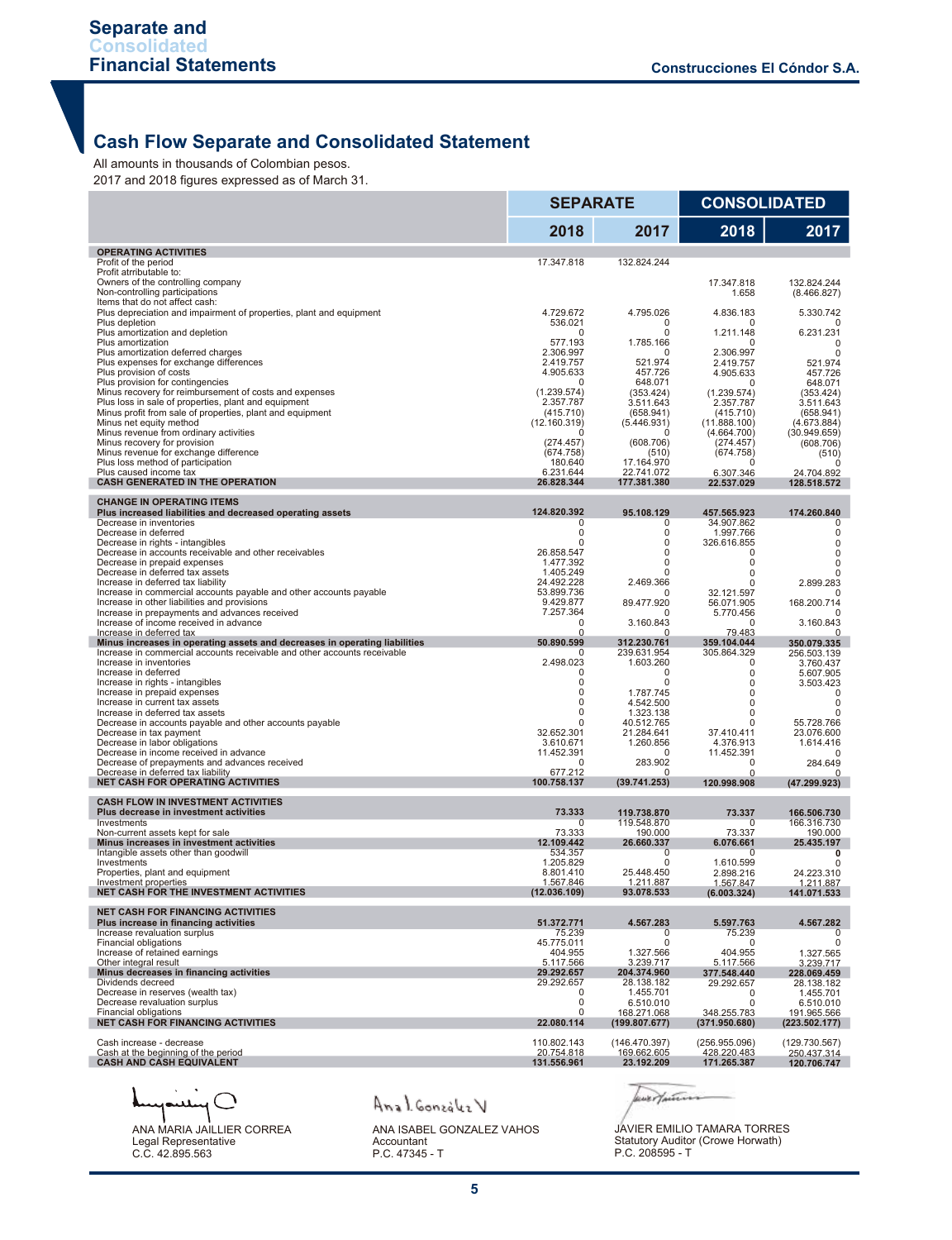## Cash Flow Separate and Consolidated Statement

All amounts in thousands of Colombian pesos.
2017 and 2018 figures expressed as of March 31.

| | SEPARATE | | CONSOLIDATED | |
|---|---|---|---|---|
| | 2018 | 2017 | 2018 | 2017 |
| **OPERATING ACTIVITIES** | | | | |
| Profit of the period | 17.347.818 | 132.824.244 | | |
| Profit attributable to: | | | | |
| Owners of the controlling company | | | 17.347.818 | 132.824.244 |
| Non-controlling participations | | | 1.658 | (8.466.827) |
| Items that do not affect cash: | | | | |
| Plus depreciation and impairment of properties, plant and equipment | 4.729.672 | 4.795.026 | 4.836.183 | 5.330.742 |
| Plus depletion | 536.021 | 0 | 0 | 0 |
| Plus amortization and depletion | 0 | 0 | 1.211.148 | 6.231.231 |
| Plus amortization | 577.193 | 1.785.166 | 0 | 0 |
| Plus amortization deferred charges | 2.306.997 | 0 | 2.306.997 | 0 |
| Plus expenses for exchange differences | 2.419.757 | 521.974 | 2.419.757 | 521.974 |
| Plus provision of costs | 4.905.633 | 457.726 | 4.905.633 | 457.726 |
| Plus provision for contingencies | 0 | 648.071 | 0 | 648.071 |
| Minus recovery for reimbursement of costs and expenses | (1.239.574) | (353.424) | (1.239.574) | (353.424) |
| Plus loss in sale of properties, plant and equipment | 2.357.787 | 3.511.643 | 2.357.787 | 3.511.643 |
| Minus profit from sale of properties, plant and equipment | (415.710) | (658.941) | (415.710) | (658.941) |
| Minus net equity method | (12.160.319) | (5.446.931) | (11.888.100) | (4.673.884) |
| Minus revenue from ordinary activities | 0 | 0 | (4.664.700) | (30.949.659) |
| Minus recovery for provision | (274.457) | (608.706) | (274.457) | (608.706) |
| Minus revenue for exchange difference | (674.758) | (510) | (674.758) | (510) |
| Plus loss method of participation | 180.640 | 17.164.970 | 0 | 0 |
| Plus caused income tax | 6.231.644 | 22.741.072 | 6.307.346 | 24.704.892 |
| **CASH GENERATED IN THE OPERATION** | **26.828.344** | **177.381.380** | **22.537.029** | **128.518.572** |
| **CHANGE IN OPERATING ITEMS** | | | | |
| **Plus increased liabilities and decreased operating assets** | **124.820.392** | **95.108.129** | **457.565.923** | **174.260.840** |
| Decrease in inventories | 0 | 0 | 34.907.862 | 0 |
| Decrease in deferred | 0 | 0 | 1.997.766 | 0 |
| Decrease in rights - intangibles | 0 | 0 | 326.616.855 | 0 |
| Decrease in accounts receivable and other receivables | 26.858.547 | 0 | 0 | 0 |
| Decrease in prepaid expenses | 1.477.392 | 0 | 0 | 0 |
| Decrease in deferred tax assets | 1.405.249 | 0 | 0 | 0 |
| Increase in deferred tax liability | 24.492.228 | 2.469.366 | 0 | 2.899.283 |
| Increase in commercial accounts payable and other accounts payable | 53.899.736 | 0 | 32.121.597 | 0 |
| Increase in other liabilities and provisions | 9.429.877 | 89.477.920 | 56.071.905 | 168.200.714 |
| Increase in prepayments and advances received | 7.257.364 | 0 | 5.770.456 | 0 |
| Increase of income received in advance | 0 | 3.160.843 | 0 | 3.160.843 |
| Increase in deferred tax | 0 | 0 | 79.483 | 0 |
| **Minus increases in operating assets and decreases in operating liabilities** | **50.890.599** | **312.230.761** | **359.104.044** | **350.079.335** |
| Increase in commercial accounts receivable and other accounts receivable | 0 | 239.631.954 | 305.864.329 | 256.503.139 |
| Increase in inventories | 2.498.023 | 1.603.260 | 0 | 3.760.437 |
| Increase in deferred | 0 | 0 | 0 | 5.607.905 |
| Increase in rights - intangibles | 0 | 0 | 0 | 3.503.423 |
| Increase in prepaid expenses | 0 | 1.787.745 | 0 | 0 |
| Increase in current tax assets | 0 | 4.542.500 | 0 | 0 |
| Increase in deferred tax assets | 0 | 1.323.138 | 0 | 0 |
| Decrease in accounts payable and other accounts payable | 0 | 40.512.765 | 0 | 55.728.766 |
| Decrease in tax payment | 32.652.301 | 21.284.641 | 37.410.411 | 23.076.600 |
| Decrease in labor obligations | 3.610.671 | 1.260.856 | 4.376.913 | 1.614.416 |
| Decrease in income received in advance | 11.452.391 | 0 | 11.452.391 | 0 |
| Decrease of prepayments and advances received | 0 | 283.902 | 0 | 284.649 |
| Decrease in deferred tax liability | 677.212 | 0 | 0 | 0 |
| **NET CASH FOR OPERATING ACTIVITIES** | **100.758.137** | **(39.741.253)** | **120.998.908** | **(47.299.923)** |
| **CASH FLOW IN INVESTMENT ACTIVITIES** | | | | |
| **Plus decrease in investment activities** | **73.333** | **119.738.870** | **73.337** | **166.506.730** |
| Investments | 0 | 119.548.870 | 0 | 166.316.730 |
| Non-current assets kept for sale | 73.333 | 190.000 | 73.337 | 190.000 |
| **Minus increases in investment activities** | **12.109.442** | **26.660.337** | **6.076.661** | **25.435.197** |
| Intangible assets other than goodwill | 534.357 | 0 | 0 | 0 |
| Investments | 1.205.829 | 0 | 1.610.599 | 0 |
| Properties, plant and equipment | 8.801.410 | 25.448.450 | 2.898.216 | 24.223.310 |
| Investment properties | 1.567.846 | 1.211.887 | 1.567.847 | 1.211.887 |
| **NET CASH FOR THE INVESTMENT ACTIVITIES** | **(12.036.109)** | **93.078.533** | **(6.003.324)** | **141.071.533** |
| **NET CASH FOR FINANCING ACTIVITIES** | | | | |
| **Plus increase in financing activities** | **51.372.771** | **4.567.283** | **5.597.763** | **4.567.282** |
| Increase revaluation surplus | 75.239 | 0 | 75.239 | 0 |
| Financial obligations | 45.775.011 | 0 | 0 | 0 |
| Increase of retained earnings | 404.955 | 1.327.566 | 404.955 | 1.327.565 |
| Other integral result | 5.117.566 | 3.239.717 | 5.117.566 | 3.239.717 |
| **Minus decreases in financing activities** | **29.292.657** | **204.374.960** | **377.548.440** | **228.069.459** |
| Dividends decreed | 29.292.657 | 28.138.182 | 29.292.657 | 28.138.182 |
| Decrease in reserves (wealth tax) | 0 | 1.455.701 | 0 | 1.455.701 |
| Decrease revaluation surplus | 0 | 6.510.010 | 0 | 6.510.010 |
| Financial obligations | 0 | 168.271.068 | 348.255.783 | 191.965.566 |
| **NET CASH FOR FINANCING ACTIVITIES** | **22.080.114** | **(199.807.677)** | **(371.950.680)** | **(223.502.177)** |
| Cash increase - decrease | 110.802.143 | (146.470.397) | (256.955.096) | (129.730.567) |
| Cash at the beginning of the period | 20.754.818 | 169.662.605 | 428.220.483 | 250.437.314 |
| **CASH AND CASH EQUIVALENT** | **131.556.961** | **23.192.209** | **171.265.387** | **120.706.747** |

ANA MARIA JAILLIER CORREA
Legal Representative
C.C. 42.895.563

ANA ISABEL GONZALEZ VAHOS
Accountant
P.C. 47345 - T

JAVIER EMILIO TAMARA TORRES
Statutory Auditor (Crowe Horwath)
P.C. 208595 - T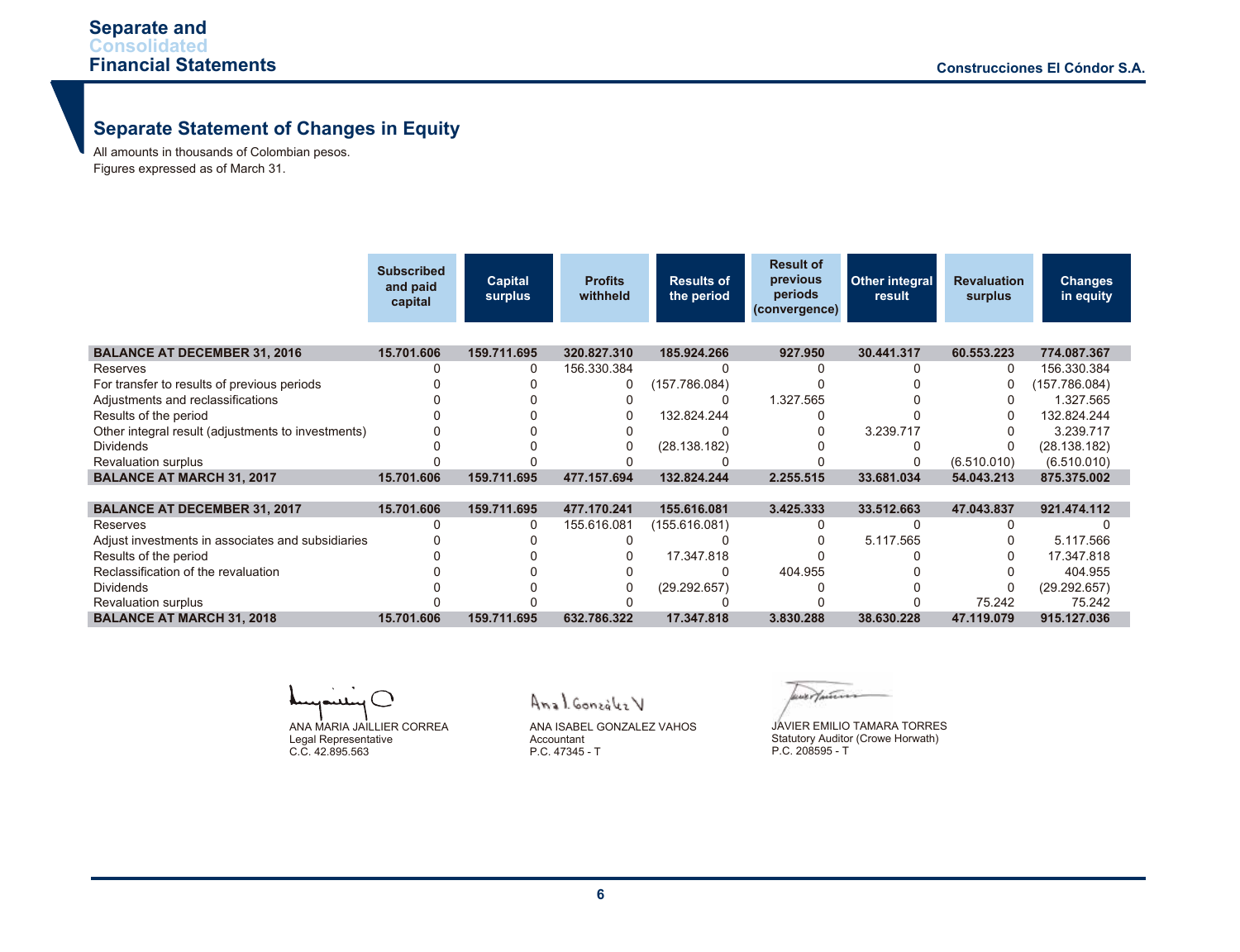## Separate Statement of Changes in Equity

All amounts in thousands of Colombian pesos.
Figures expressed as of March 31.

| | Subscribed and paid capital | Capital surplus | Profits withheld | Results of the period | Result of previous periods (convergence) | Other integral result | Revaluation surplus | Changes in equity |
|---|---|---|---|---|---|---|---|---|
| **BALANCE AT DECEMBER 31, 2016** | **15.701.606** | **159.711.695** | **320.827.310** | **185.924.266** | **927.950** | **30.441.317** | **60.553.223** | **774.087.367** |
| Reserves | 0 | 0 | 156.330.384 | 0 | 0 | 0 | 0 | 156.330.384 |
| For transfer to results of previous periods | 0 | 0 | 0 | (157.786.084) | 0 | 0 | 0 | (157.786.084) |
| Adjustments and reclassifications | 0 | 0 | 0 | 0 | 1.327.565 | 0 | 0 | 1.327.565 |
| Results of the period | 0 | 0 | 0 | 132.824.244 | 0 | 0 | 0 | 132.824.244 |
| Other integral result (adjustments to investments) | 0 | 0 | 0 | 0 | 0 | 3.239.717 | 0 | 3.239.717 |
| Dividends | 0 | 0 | 0 | (28.138.182) | 0 | 0 | 0 | (28.138.182) |
| Revaluation surplus | 0 | 0 | 0 | 0 | 0 | 0 | (6.510.010) | (6.510.010) |
| **BALANCE AT MARCH 31, 2017** | **15.701.606** | **159.711.695** | **477.157.694** | **132.824.244** | **2.255.515** | **33.681.034** | **54.043.213** | **875.375.002** |
| | | | | | | | | |
| **BALANCE AT DECEMBER 31, 2017** | **15.701.606** | **159.711.695** | **477.170.241** | **155.616.081** | **3.425.333** | **33.512.663** | **47.043.837** | **921.474.112** |
| Reserves | 0 | 0 | 155.616.081 | (155.616.081) | 0 | 0 | 0 | 0 |
| Adjust investments in associates and subsidiaries | 0 | 0 | 0 | 0 | 0 | 5.117.565 | 0 | 5.117.566 |
| Results of the period | 0 | 0 | 0 | 17.347.818 | 0 | 0 | 0 | 17.347.818 |
| Reclassification of the revaluation | 0 | 0 | 0 | 0 | 404.955 | 0 | 0 | 404.955 |
| Dividends | 0 | 0 | 0 | (29.292.657) | 0 | 0 | 0 | (29.292.657) |
| Revaluation surplus | 0 | 0 | 0 | 0 | 0 | 0 | 75.242 | 75.242 |
| **BALANCE AT MARCH 31, 2018** | **15.701.606** | **159.711.695** | **632.786.322** | **17.347.818** | **3.830.288** | **38.630.228** | **47.119.079** | **915.127.036** |

ANA MARIA JAILLIER CORREA
Legal Representative
C.C. 42.895.563

ANA ISABEL GONZALEZ VAHOS
Accountant
P.C. 47345 - T

JAVIER EMILIO TAMARA TORRES
Statutory Auditor (Crowe Horwath)
P.C. 208595 - T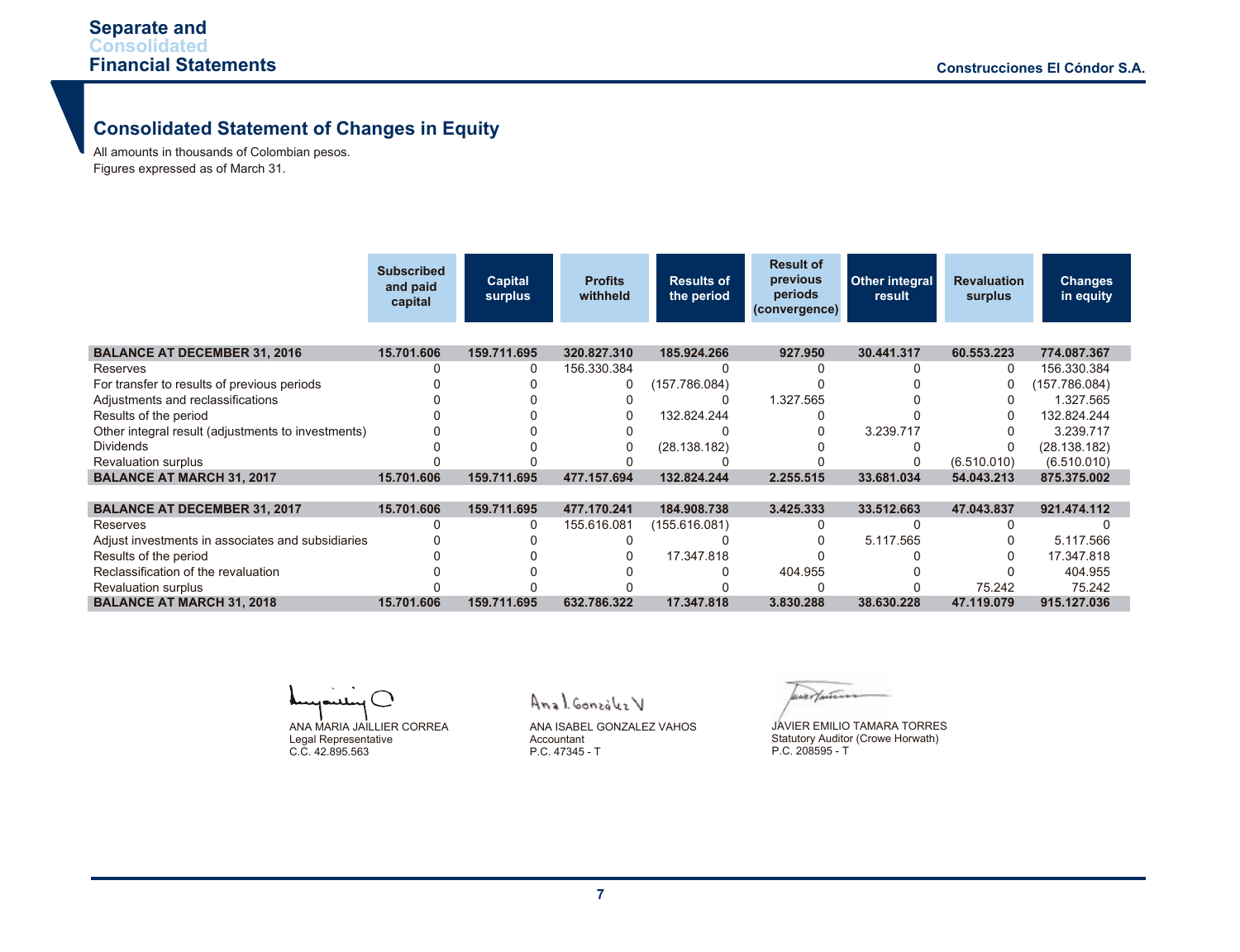# Consolidated Statement of Changes in Equity

All amounts in thousands of Colombian pesos.
Figures expressed as of March 31.

| | Subscribed and paid capital | Capital surplus | Profits withheld | Results of the period | Result of previous periods (convergence) | Other integral result | Revaluation surplus | Changes in equity |
|---|---|---|---|---|---|---|---|---|
| **BALANCE AT DECEMBER 31, 2016** | **15.701.606** | **159.711.695** | **320.827.310** | **185.924.266** | **927.950** | **30.441.317** | **60.553.223** | **774.087.367** |
| Reserves | 0 | 0 | 156.330.384 | 0 | 0 | 0 | 0 | 156.330.384 |
| For transfer to results of previous periods | 0 | 0 | 0 | (157.786.084) | 0 | 0 | 0 | (157.786.084) |
| Adjustments and reclassifications | 0 | 0 | 0 | 0 | 1.327.565 | 0 | 0 | 1.327.565 |
| Results of the period | 0 | 0 | 0 | 132.824.244 | 0 | 0 | 0 | 132.824.244 |
| Other integral result (adjustments to investments) | 0 | 0 | 0 | 0 | 0 | 3.239.717 | 0 | 3.239.717 |
| Dividends | 0 | 0 | 0 | (28.138.182) | 0 | 0 | 0 | (28.138.182) |
| Revaluation surplus | 0 | 0 | 0 | 0 | 0 | 0 | (6.510.010) | (6.510.010) |
| **BALANCE AT MARCH 31, 2017** | **15.701.606** | **159.711.695** | **477.157.694** | **132.824.244** | **2.255.515** | **33.681.034** | **54.043.213** | **875.375.002** |
| **BALANCE AT DECEMBER 31, 2017** | **15.701.606** | **159.711.695** | **477.170.241** | **184.908.738** | **3.425.333** | **33.512.663** | **47.043.837** | **921.474.112** |
| Reserves | 0 | 0 | 155.616.081 | (155.616.081) | 0 | 0 | 0 | 0 |
| Adjust investments in associates and subsidiaries | 0 | 0 | 0 | 0 | 0 | 5.117.565 | 0 | 5.117.566 |
| Results of the period | 0 | 0 | 0 | 17.347.818 | 0 | 0 | 0 | 17.347.818 |
| Reclassification of the revaluation | 0 | 0 | 0 | 0 | 404.955 | 0 | 0 | 404.955 |
| Revaluation surplus | 0 | 0 | 0 | 0 | 0 | 0 | 75.242 | 75.242 |
| **BALANCE AT MARCH 31, 2018** | **15.701.606** | **159.711.695** | **632.786.322** | **17.347.818** | **3.830.288** | **38.630.228** | **47.119.079** | **915.127.036** |

ANA MARIA JAILLIER CORREA
Legal Representative
C.C. 42.895.563

ANA ISABEL GONZALEZ VAHOS
Accountant
P.C. 47345 - T

JAVIER EMILIO TAMARA TORRES
Statutory Auditor (Crowe Horwath)
P.C. 208595 - T